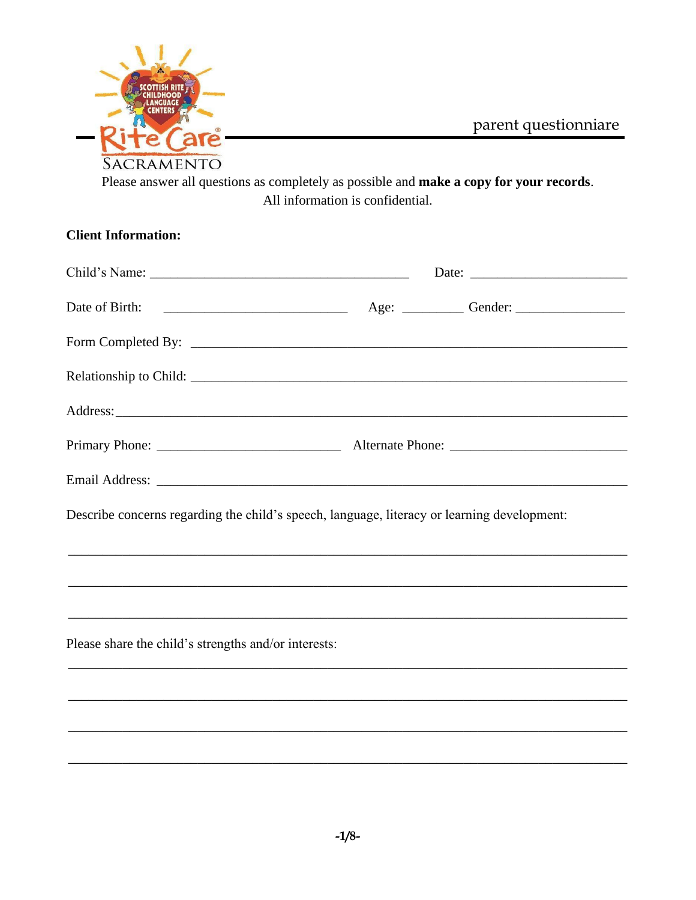SACRAMENTO

# parent questionniare

Please answer all questions as completely as possible and **make a copy for your records**.
All information is confidential.

**Client Information:**

Child's Name: ______________________________ Date: ____________________

Date of Birth: ______________________ Age: ________ Gender: ______________

Form Completed By: ____________________________________________________

Relationship to Child: __________________________________________________

Address: ______________________________________________________________

Primary Phone: ______________________ Alternate Phone: ______________________

Email Address: _________________________________________________________

Describe concerns regarding the child's speech, language, literacy or learning development:

_______________________________________________________________________

_______________________________________________________________________

_______________________________________________________________________

Please share the child's strengths and/or interests:

_______________________________________________________________________

_______________________________________________________________________

_______________________________________________________________________

_______________________________________________________________________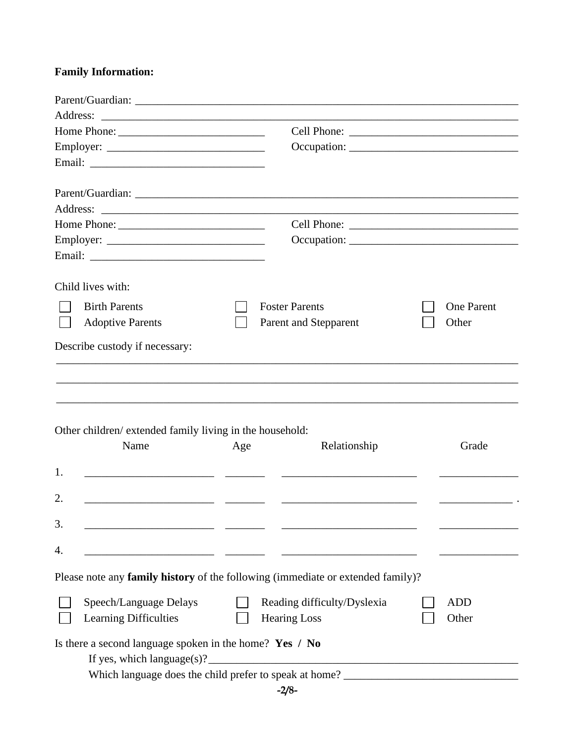**Family Information:**

Parent/Guardian: ______________________________________________________________________

Address: ____________________________________________________________________________

Home Phone: __________________________ Cell Phone: ______________________________

Employer: ____________________________ Occupation: ______________________________

Email: _______________________________

Parent/Guardian: ______________________________________________________________________

Address: ____________________________________________________________________________

Home Phone: __________________________ Cell Phone: ______________________________

Employer: ____________________________ Occupation: ______________________________

Email: _______________________________

Child lives with:

- ☐ Birth Parents
- ☐ Foster Parents
- ☐ One Parent
- ☐ Adoptive Parents
- ☐ Parent and Stepparent
- ☐ Other

Describe custody if necessary:

________________________________________________________________________________

________________________________________________________________________________

________________________________________________________________________________

Other children/ extended family living in the household:

| | Name | Age | Relationship | Grade |
|---|---|---|---|---|
| 1. | ______________________ | _______ | _______________________ | _____________ |
| 2. | ______________________ | _______ | _______________________ | _____________ . |
| 3. | ______________________ | _______ | _______________________ | _____________ |
| 4. | ______________________ | _______ | _______________________ | _____________ |

Please note any **family history** of the following (immediate or extended family)?

- ☐ Speech/Language Delays
- ☐ Reading difficulty/Dyslexia
- ☐ ADD
- ☐ Learning Difficulties
- ☐ Hearing Loss
- ☐ Other

Is there a second language spoken in the home? **Yes / No**

If yes, which language(s)?_______________________________________________________

Which language does the child prefer to speak at home? ______________________________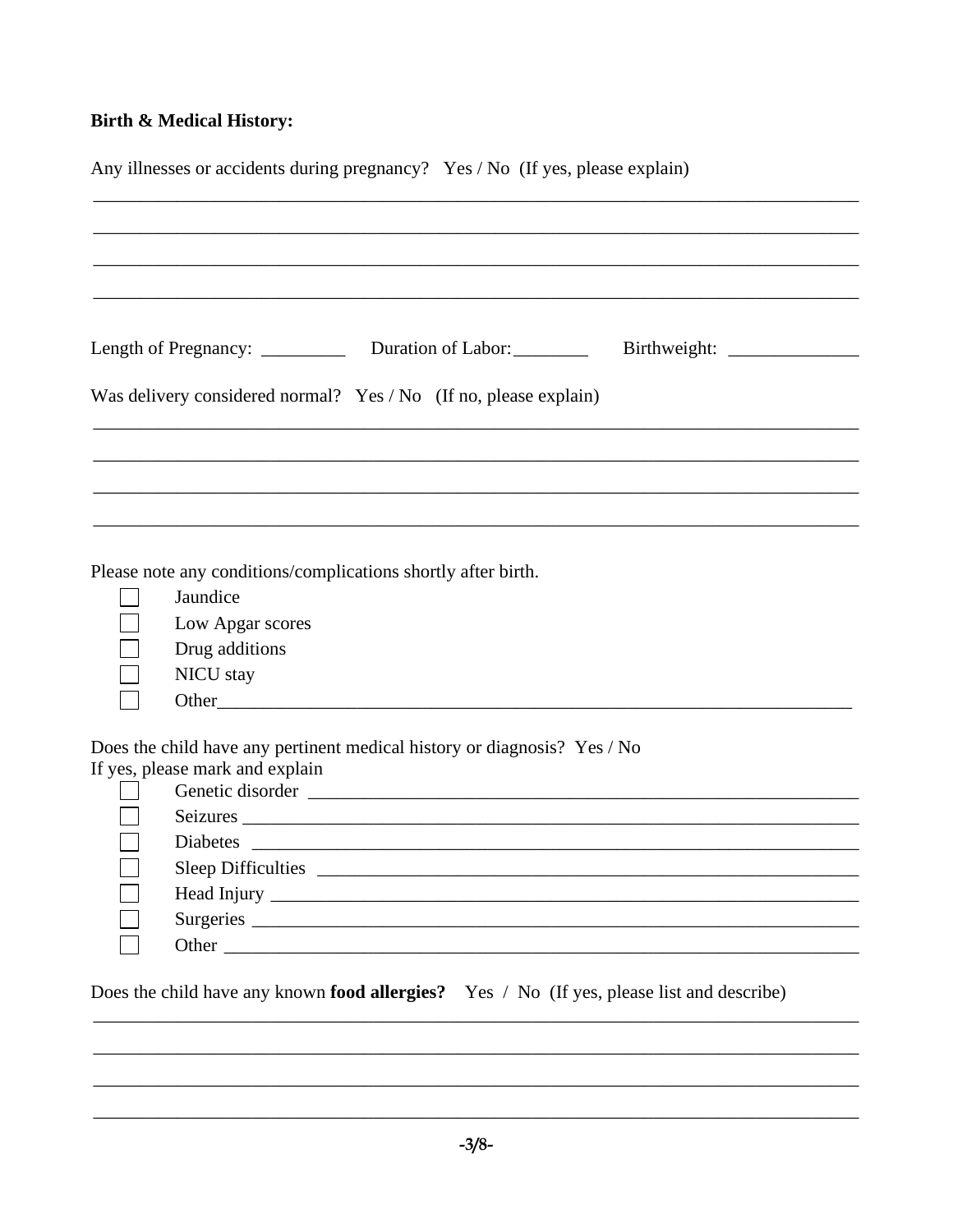**Birth & Medical History:**

Any illnesses or accidents during pregnancy? Yes / No (If yes, please explain)

_______________________________________________________________________________

_______________________________________________________________________________

_______________________________________________________________________________

_______________________________________________________________________________

Length of Pregnancy: _________ Duration of Labor: ________ Birthweight: ______________

Was delivery considered normal? Yes / No (If no, please explain)

_______________________________________________________________________________

_______________________________________________________________________________

_______________________________________________________________________________

_______________________________________________________________________________

Please note any conditions/complications shortly after birth.

- [ ] Jaundice
- [ ] Low Apgar scores
- [ ] Drug additions
- [ ] NICU stay
- [ ] Other_______________________________________________________________

Does the child have any pertinent medical history or diagnosis? Yes / No
If yes, please mark and explain

- [ ] Genetic disorder ______________________________________________________
- [ ] Seizures ____________________________________________________________
- [ ] Diabetes ____________________________________________________________
- [ ] Sleep Difficulties ______________________________________________________
- [ ] Head Injury __________________________________________________________
- [ ] Surgeries ____________________________________________________________
- [ ] Other ______________________________________________________________

Does the child have any known **food allergies?** Yes / No (If yes, please list and describe)

_______________________________________________________________________________

_______________________________________________________________________________

_______________________________________________________________________________

_______________________________________________________________________________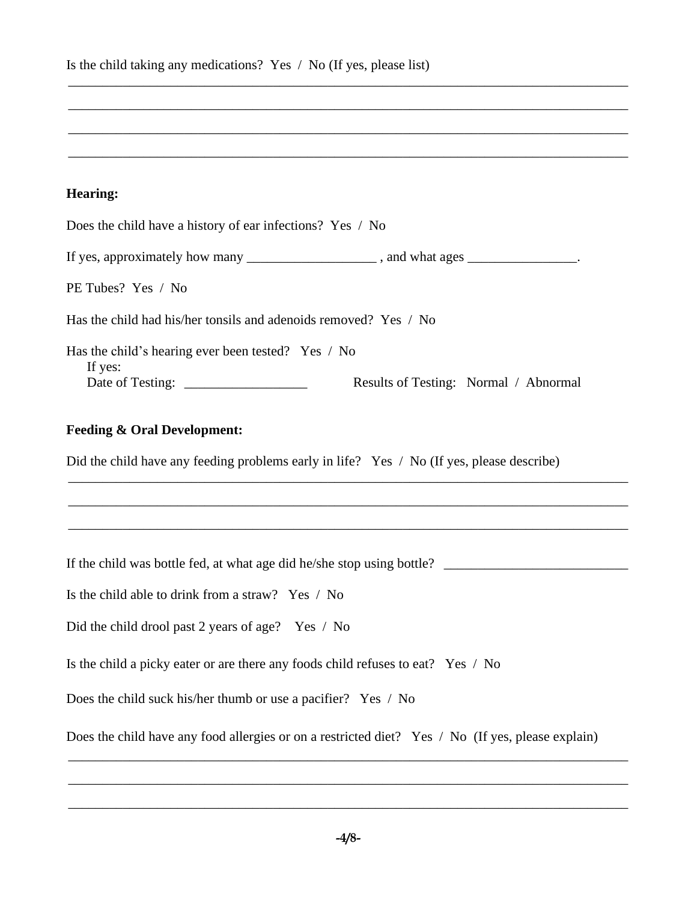Is the child taking any medications? Yes / No (If yes, please list)

________________________________________________________________________________

________________________________________________________________________________

________________________________________________________________________________

________________________________________________________________________________

**Hearing:**

Does the child have a history of ear infections? Yes / No

If yes, approximately how many ___________________ , and what ages ________________.

PE Tubes? Yes / No

Has the child had his/her tonsils and adenoids removed? Yes / No

Has the child's hearing ever been tested? Yes / No
If yes:
Date of Testing: __________________ Results of Testing: Normal / Abnormal

**Feeding & Oral Development:**

Did the child have any feeding problems early in life? Yes / No (If yes, please describe)

________________________________________________________________________________

________________________________________________________________________________

________________________________________________________________________________

If the child was bottle fed, at what age did he/she stop using bottle? ___________________________

Is the child able to drink from a straw? Yes / No

Did the child drool past 2 years of age? Yes / No

Is the child a picky eater or are there any foods child refuses to eat? Yes / No

Does the child suck his/her thumb or use a pacifier? Yes / No

Does the child have any food allergies or on a restricted diet? Yes / No (If yes, please explain)

________________________________________________________________________________

________________________________________________________________________________

________________________________________________________________________________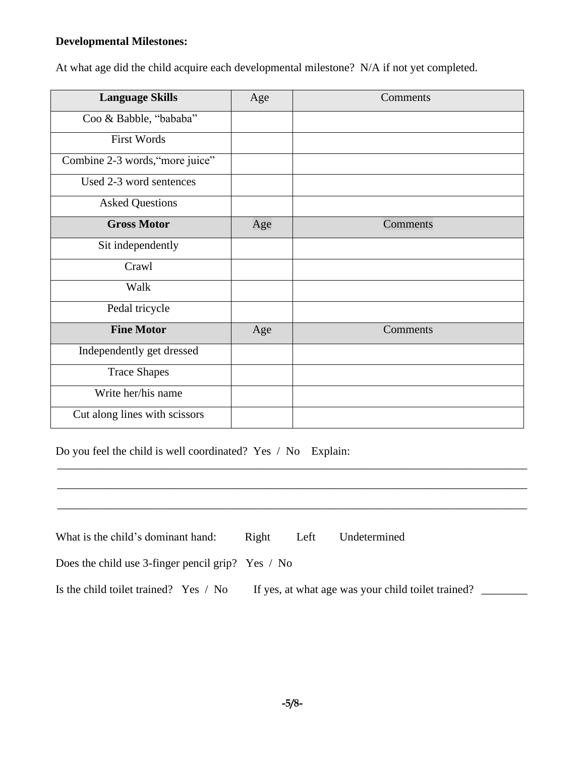**Developmental Milestones:**

At what age did the child acquire each developmental milestone? N/A if not yet completed.

| **Language Skills** | Age | Comments |
|---|---|---|
| Coo & Babble, “bababa” | | |
| First Words | | |
| Combine 2-3 words,“more juice” | | |
| Used 2-3 word sentences | | |
| Asked Questions | | |
| **Gross Motor** | Age | Comments |
| Sit independently | | |
| Crawl | | |
| Walk | | |
| Pedal tricycle | | |
| **Fine Motor** | Age | Comments |
| Independently get dressed | | |
| Trace Shapes | | |
| Write her/his name | | |
| Cut along lines with scissors | | |

Do you feel the child is well coordinated? Yes / No Explain:

_____________________________________________________________________________________

_____________________________________________________________________________________

_____________________________________________________________________________________

What is the child’s dominant hand: Right Left Undetermined

Does the child use 3-finger pencil grip? Yes / No

Is the child toilet trained? Yes / No If yes, at what age was your child toilet trained? ________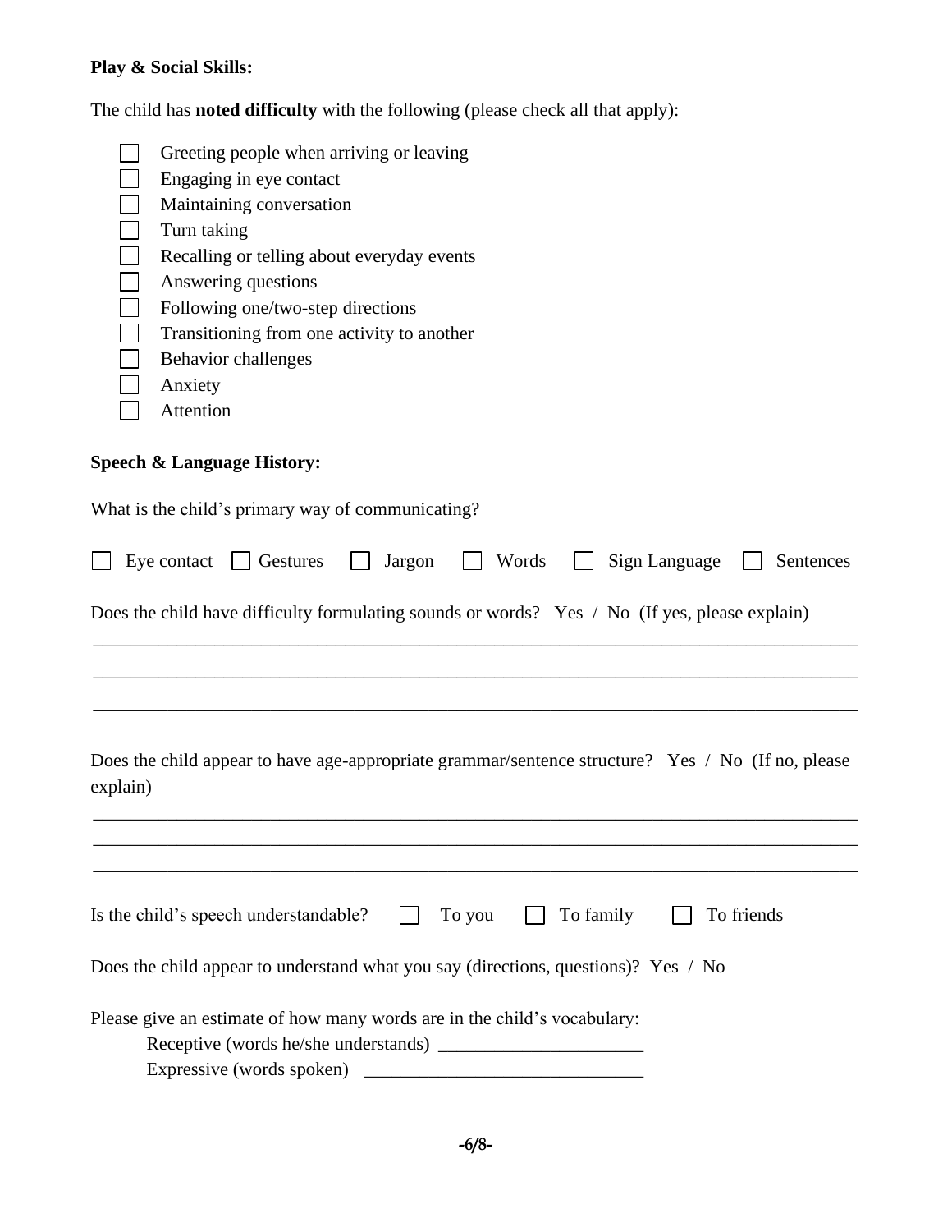**Play & Social Skills:**

The child has **noted difficulty** with the following (please check all that apply):

- ☐ Greeting people when arriving or leaving
- ☐ Engaging in eye contact
- ☐ Maintaining conversation
- ☐ Turn taking
- ☐ Recalling or telling about everyday events
- ☐ Answering questions
- ☐ Following one/two-step directions
- ☐ Transitioning from one activity to another
- ☐ Behavior challenges
- ☐ Anxiety
- ☐ Attention

**Speech & Language History:**

What is the child's primary way of communicating?

☐ Eye contact ☐ Gestures ☐ Jargon ☐ Words ☐ Sign Language ☐ Sentences

Does the child have difficulty formulating sounds or words? Yes / No (If yes, please explain)

________________________________________________________________________________

________________________________________________________________________________

________________________________________________________________________________

Does the child appear to have age-appropriate grammar/sentence structure? Yes / No (If no, please explain)

________________________________________________________________________________

________________________________________________________________________________

________________________________________________________________________________

Is the child's speech understandable? ☐ To you ☐ To family ☐ To friends

Does the child appear to understand what you say (directions, questions)? Yes / No

Please give an estimate of how many words are in the child's vocabulary:

Receptive (words he/she understands) ______________________

Expressive (words spoken) ______________________________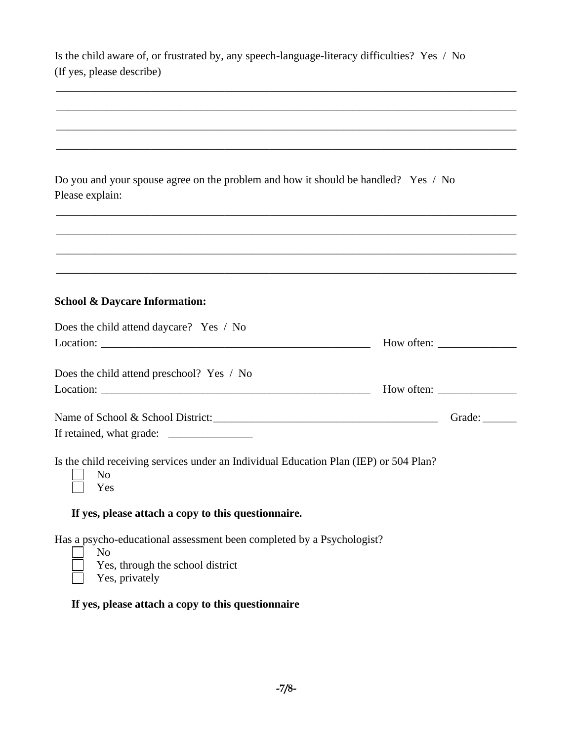Is the child aware of, or frustrated by, any speech-language-literacy difficulties? Yes / No
(If yes, please describe)

_______________________________________________________________________________

_______________________________________________________________________________

_______________________________________________________________________________

_______________________________________________________________________________

Do you and your spouse agree on the problem and how it should be handled? Yes / No
Please explain:

_______________________________________________________________________________

_______________________________________________________________________________

_______________________________________________________________________________

_______________________________________________________________________________

**School & Daycare Information:**

Does the child attend daycare? Yes / No
Location: _____________________________________________ How often: ______________

Does the child attend preschool? Yes / No
Location: _____________________________________________ How often: ______________

Name of School & School District:________________________________________ Grade: ______
If retained, what grade: _______________

Is the child receiving services under an Individual Education Plan (IEP) or 504 Plan?

- ☐ No
- ☐ Yes

**If yes, please attach a copy to this questionnaire.**

Has a psycho-educational assessment been completed by a Psychologist?

- ☐ No
- ☐ Yes, through the school district
- ☐ Yes, privately

**If yes, please attach a copy to this questionnaire**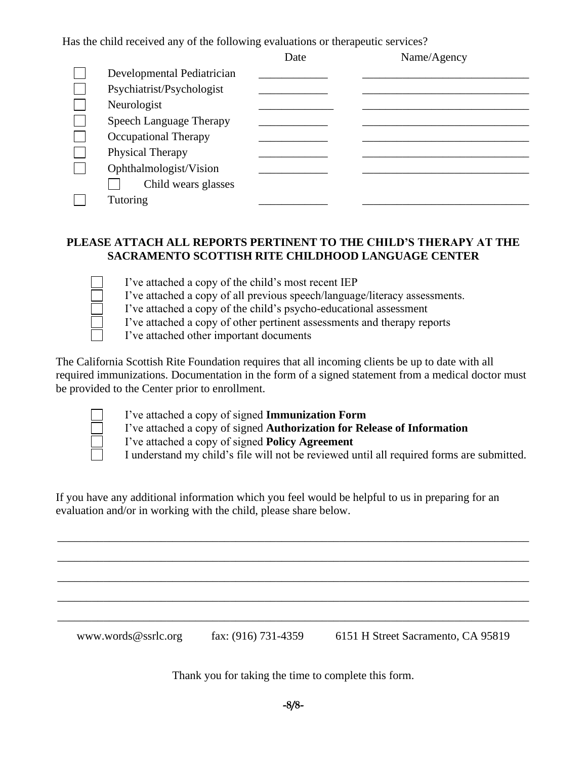Has the child received any of the following evaluations or therapeutic services?

| | | Date | Name/Agency |
|---|---|---|---|
| ☐ | Developmental Pediatrician | ____________ | ______________________________ |
| ☐ | Psychiatrist/Psychologist | ____________ | ______________________________ |
| ☐ | Neurologist | _____________ | ______________________________ |
| ☐ | Speech Language Therapy | ____________ | ______________________________ |
| ☐ | Occupational Therapy | ____________ | ______________________________ |
| ☐ | Physical Therapy | ____________ | ______________________________ |
| ☐ | Ophthalmologist/Vision | ____________ | ______________________________ |
| | ☐ Child wears glasses | | |
| ☐ | Tutoring | ____________ | ______________________________ |

**PLEASE ATTACH ALL REPORTS PERTINENT TO THE CHILD'S THERAPY AT THE SACRAMENTO SCOTTISH RITE CHILDHOOD LANGUAGE CENTER**

- ☐ I've attached a copy of the child's most recent IEP
- ☐ I've attached a copy of all previous speech/language/literacy assessments.
- ☐ I've attached a copy of the child's psycho-educational assessment
- ☐ I've attached a copy of other pertinent assessments and therapy reports
- ☐ I've attached other important documents

The California Scottish Rite Foundation requires that all incoming clients be up to date with all required immunizations. Documentation in the form of a signed statement from a medical doctor must be provided to the Center prior to enrollment.

- ☐ I've attached a copy of signed **Immunization Form**
- ☐ I've attached a copy of signed **Authorization for Release of Information**
- ☐ I've attached a copy of signed **Policy Agreement**
- ☐ I understand my child's file will not be reviewed until all required forms are submitted.

If you have any additional information which you feel would be helpful to us in preparing for an evaluation and/or in working with the child, please share below.

______________________________________________________________________________

______________________________________________________________________________

______________________________________________________________________________

______________________________________________________________________________

______________________________________________________________________________

www.words@ssrlc.org fax: (916) 731-4359 6151 H Street Sacramento, CA 95819

Thank you for taking the time to complete this form.